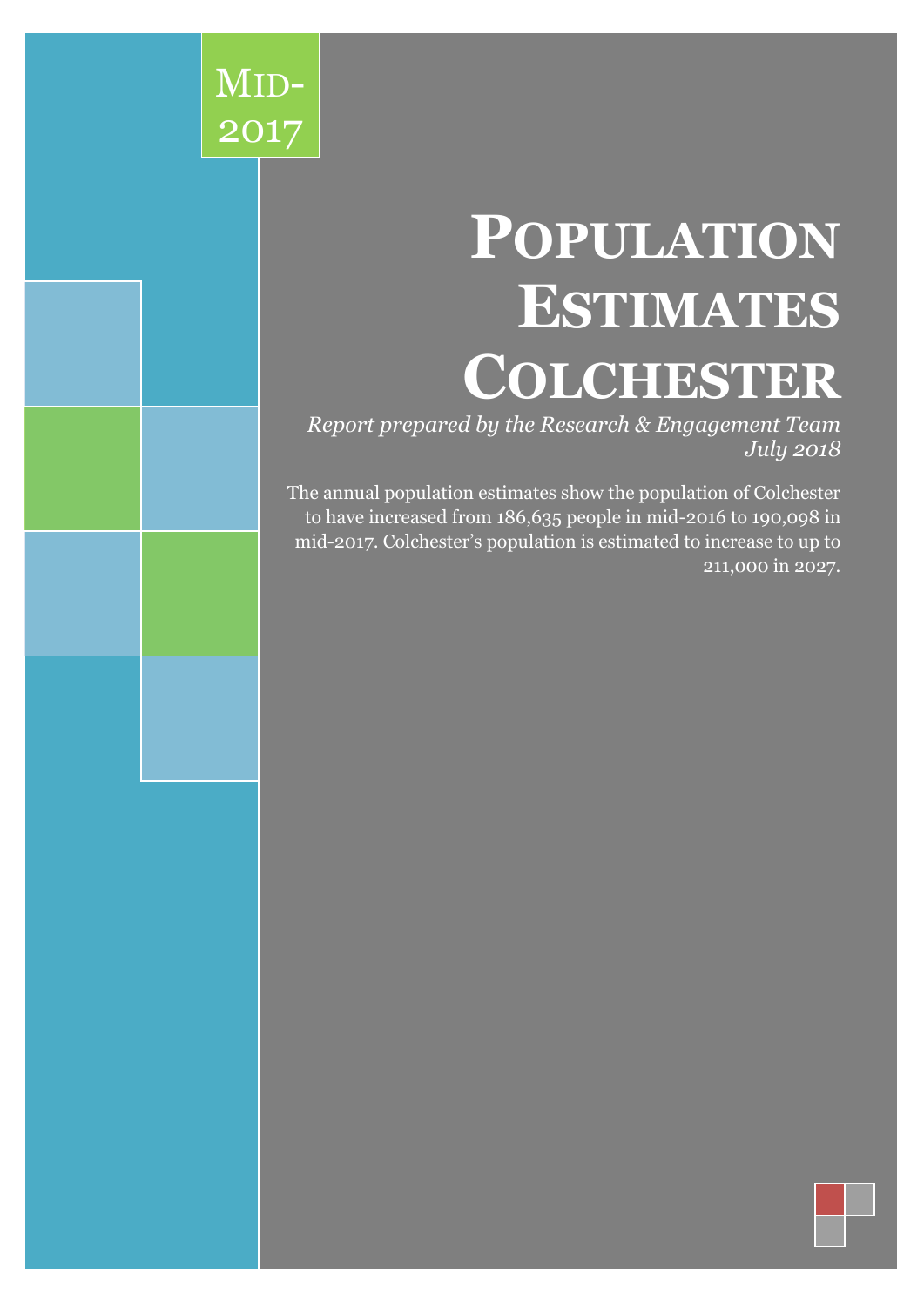Mid-2017

# Population Estimates Colchester

*Report prepared by the Research & Engagement Team*
*July 2018*

The annual population estimates show the population of Colchester to have increased from 186,635 people in mid-2016 to 190,098 in mid-2017. Colchester's population is estimated to increase to up to 211,000 in 2027.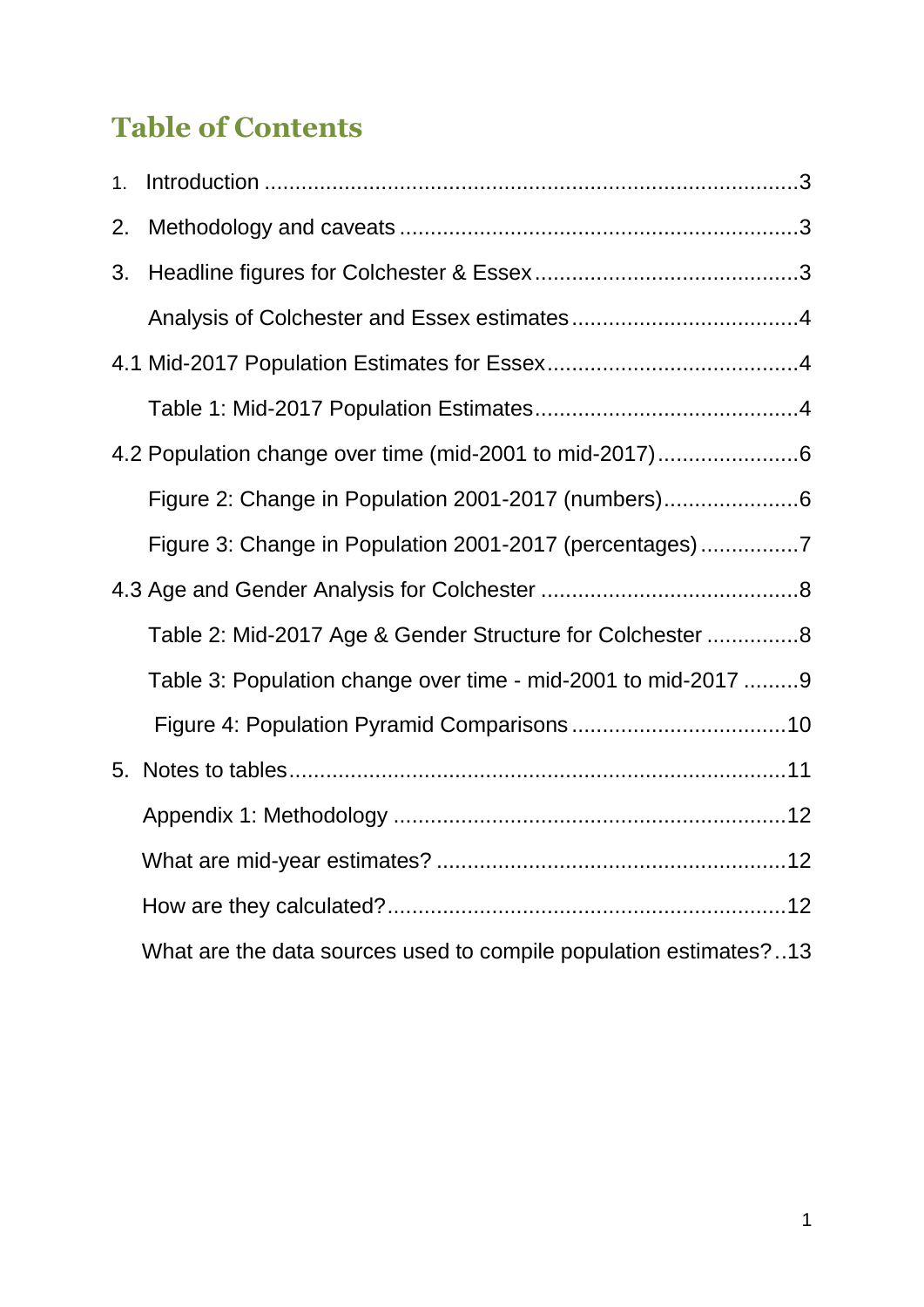# Table of Contents

1. Introduction ....................................................................................3
2. Methodology and caveats ...............................................................3
3. Headline figures for Colchester & Essex ..........................................3

   Analysis of Colchester and Essex estimates ....................................4

4.1 Mid-2017 Population Estimates for Essex ........................................4

   Table 1: Mid-2017 Population Estimates ..........................................4

4.2 Population change over time (mid-2001 to mid-2017) .......................6

   Figure 2: Change in Population 2001-2017 (numbers) ......................6

   Figure 3: Change in Population 2001-2017 (percentages) ................7

4.3 Age and Gender Analysis for Colchester .........................................8

   Table 2: Mid-2017 Age & Gender Structure for Colchester ...............8

   Table 3: Population change over time - mid-2001 to mid-2017 .........9

   Figure 4: Population Pyramid Comparisons ..................................10

5. Notes to tables ...............................................................................11

   Appendix 1: Methodology ...............................................................12

   What are mid-year estimates? ........................................................12

   How are they calculated? ................................................................12

   What are the data sources used to compile population estimates? ..13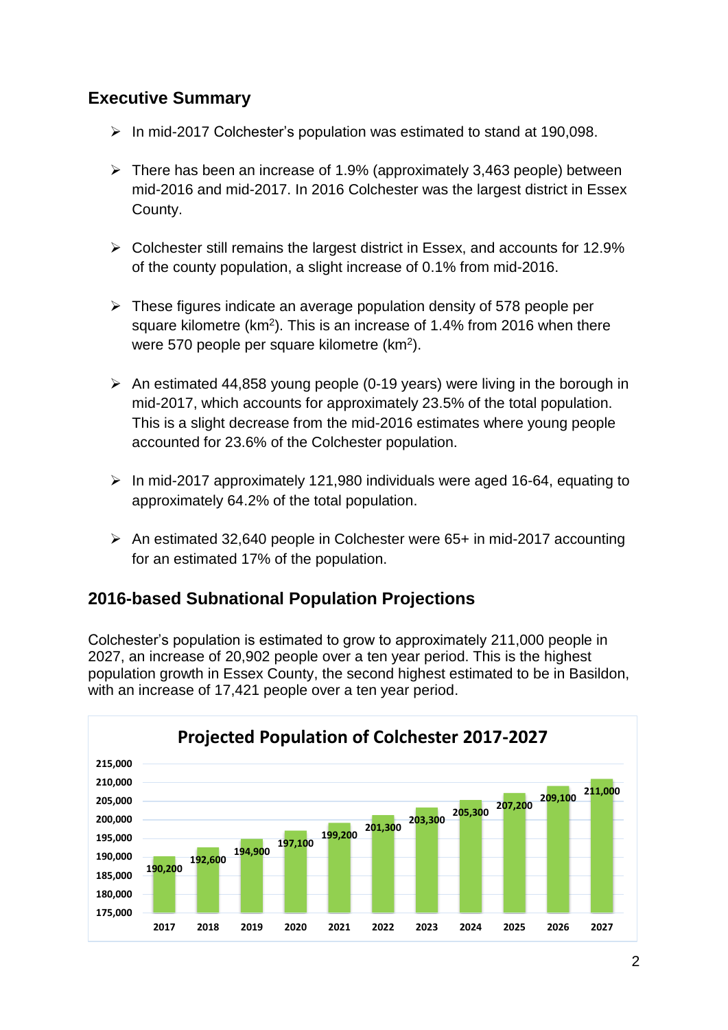## Executive Summary

- In mid-2017 Colchester's population was estimated to stand at 190,098.
- There has been an increase of 1.9% (approximately 3,463 people) between mid-2016 and mid-2017. In 2016 Colchester was the largest district in Essex County.
- Colchester still remains the largest district in Essex, and accounts for 12.9% of the county population, a slight increase of 0.1% from mid-2016.
- These figures indicate an average population density of 578 people per square kilometre ($km^2$). This is an increase of 1.4% from 2016 when there were 570 people per square kilometre ($km^2$).
- An estimated 44,858 young people (0-19 years) were living in the borough in mid-2017, which accounts for approximately 23.5% of the total population. This is a slight decrease from the mid-2016 estimates where young people accounted for 23.6% of the Colchester population.
- In mid-2017 approximately 121,980 individuals were aged 16-64, equating to approximately 64.2% of the total population.
- An estimated 32,640 people in Colchester were 65+ in mid-2017 accounting for an estimated 17% of the population.

## 2016-based Subnational Population Projections

Colchester's population is estimated to grow to approximately 211,000 people in 2027, an increase of 20,902 people over a ten year period. This is the highest population growth in Essex County, the second highest estimated to be in Basildon, with an increase of 17,421 people over a ten year period.

Projected Population of Colchester 2017-2027

215,000
210,000
205,000
200,000
195,000
190,000
185,000
180,000
175,000

190,200
192,600
194,900
197,100
199,200
201,300
203,300
205,300
207,200
209,100
211,000

2017
2018
2019
2020
2021
2022
2023
2024
2025
2026
2027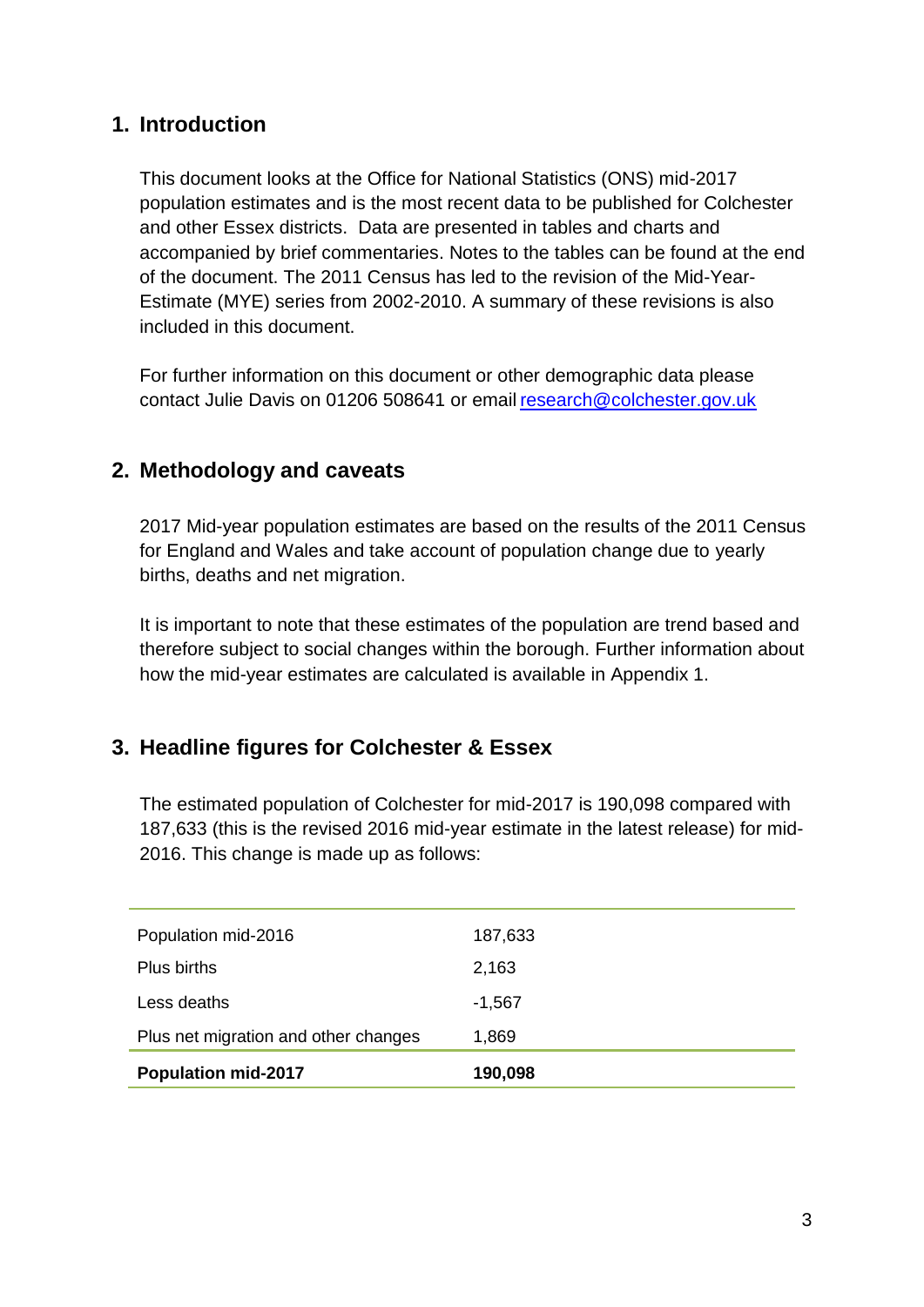## 1. Introduction

This document looks at the Office for National Statistics (ONS) mid-2017 population estimates and is the most recent data to be published for Colchester and other Essex districts. Data are presented in tables and charts and accompanied by brief commentaries. Notes to the tables can be found at the end of the document. The 2011 Census has led to the revision of the Mid-Year-Estimate (MYE) series from 2002-2010. A summary of these revisions is also included in this document.

For further information on this document or other demographic data please contact Julie Davis on 01206 508641 or email research@colchester.gov.uk

## 2. Methodology and caveats

2017 Mid-year population estimates are based on the results of the 2011 Census for England and Wales and take account of population change due to yearly births, deaths and net migration.

It is important to note that these estimates of the population are trend based and therefore subject to social changes within the borough. Further information about how the mid-year estimates are calculated is available in Appendix 1.

## 3. Headline figures for Colchester & Essex

The estimated population of Colchester for mid-2017 is 190,098 compared with 187,633 (this is the revised 2016 mid-year estimate in the latest release) for mid-2016. This change is made up as follows:

| | |
|---|---|
| Population mid-2016 | 187,633 |
| Plus births | 2,163 |
| Less deaths | -1,567 |
| Plus net migration and other changes | 1,869 |
| **Population mid-2017** | **190,098** |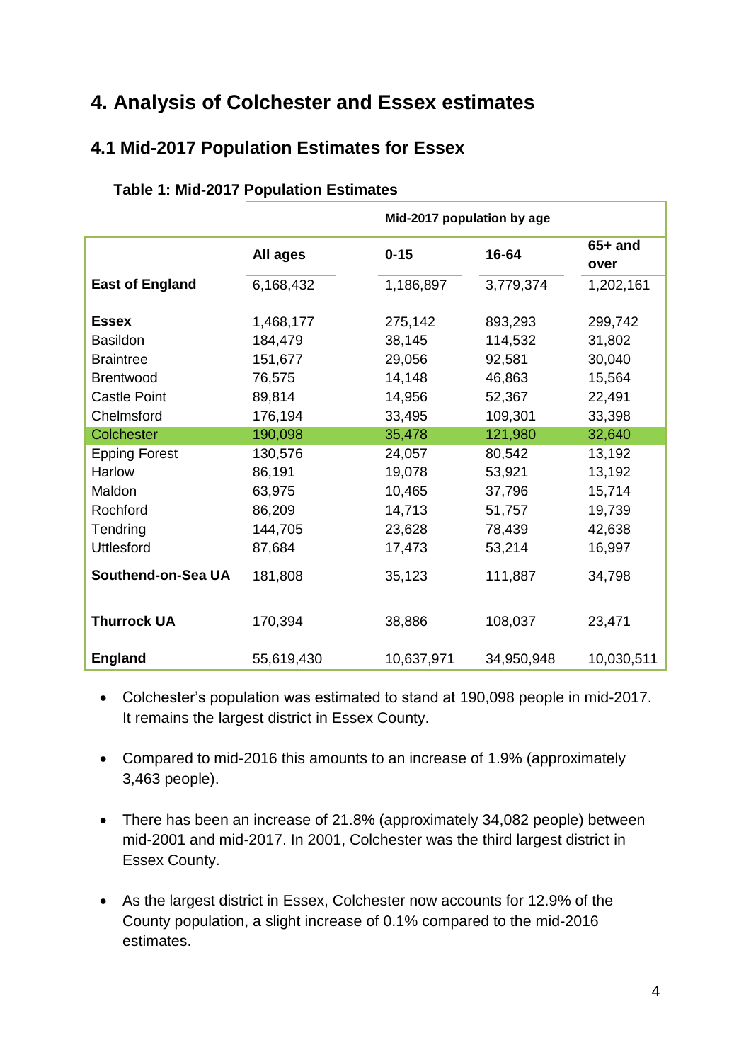## 4. Analysis of Colchester and Essex estimates

### 4.1 Mid-2017 Population Estimates for Essex

**Table 1: Mid-2017 Population Estimates**

| | Mid-2017 population by age | | | |
|---|---|---|---|---|
| | **All ages** | **0-15** | **16-64** | **65+ and over** |
| **East of England** | 6,168,432 | 1,186,897 | 3,779,374 | 1,202,161 |
| **Essex** | 1,468,177 | 275,142 | 893,293 | 299,742 |
| Basildon | 184,479 | 38,145 | 114,532 | 31,802 |
| Braintree | 151,677 | 29,056 | 92,581 | 30,040 |
| Brentwood | 76,575 | 14,148 | 46,863 | 15,564 |
| Castle Point | 89,814 | 14,956 | 52,367 | 22,491 |
| Chelmsford | 176,194 | 33,495 | 109,301 | 33,398 |
| Colchester | 190,098 | 35,478 | 121,980 | 32,640 |
| Epping Forest | 130,576 | 24,057 | 80,542 | 13,192 |
| Harlow | 86,191 | 19,078 | 53,921 | 13,192 |
| Maldon | 63,975 | 10,465 | 37,796 | 15,714 |
| Rochford | 86,209 | 14,713 | 51,757 | 19,739 |
| Tendring | 144,705 | 23,628 | 78,439 | 42,638 |
| Uttlesford | 87,684 | 17,473 | 53,214 | 16,997 |
| **Southend-on-Sea UA** | 181,808 | 35,123 | 111,887 | 34,798 |
| **Thurrock UA** | 170,394 | 38,886 | 108,037 | 23,471 |
| **England** | 55,619,430 | 10,637,971 | 34,950,948 | 10,030,511 |

- Colchester's population was estimated to stand at 190,098 people in mid-2017. It remains the largest district in Essex County.
- Compared to mid-2016 this amounts to an increase of 1.9% (approximately 3,463 people).
- There has been an increase of 21.8% (approximately 34,082 people) between mid-2001 and mid-2017. In 2001, Colchester was the third largest district in Essex County.
- As the largest district in Essex, Colchester now accounts for 12.9% of the County population, a slight increase of 0.1% compared to the mid-2016 estimates.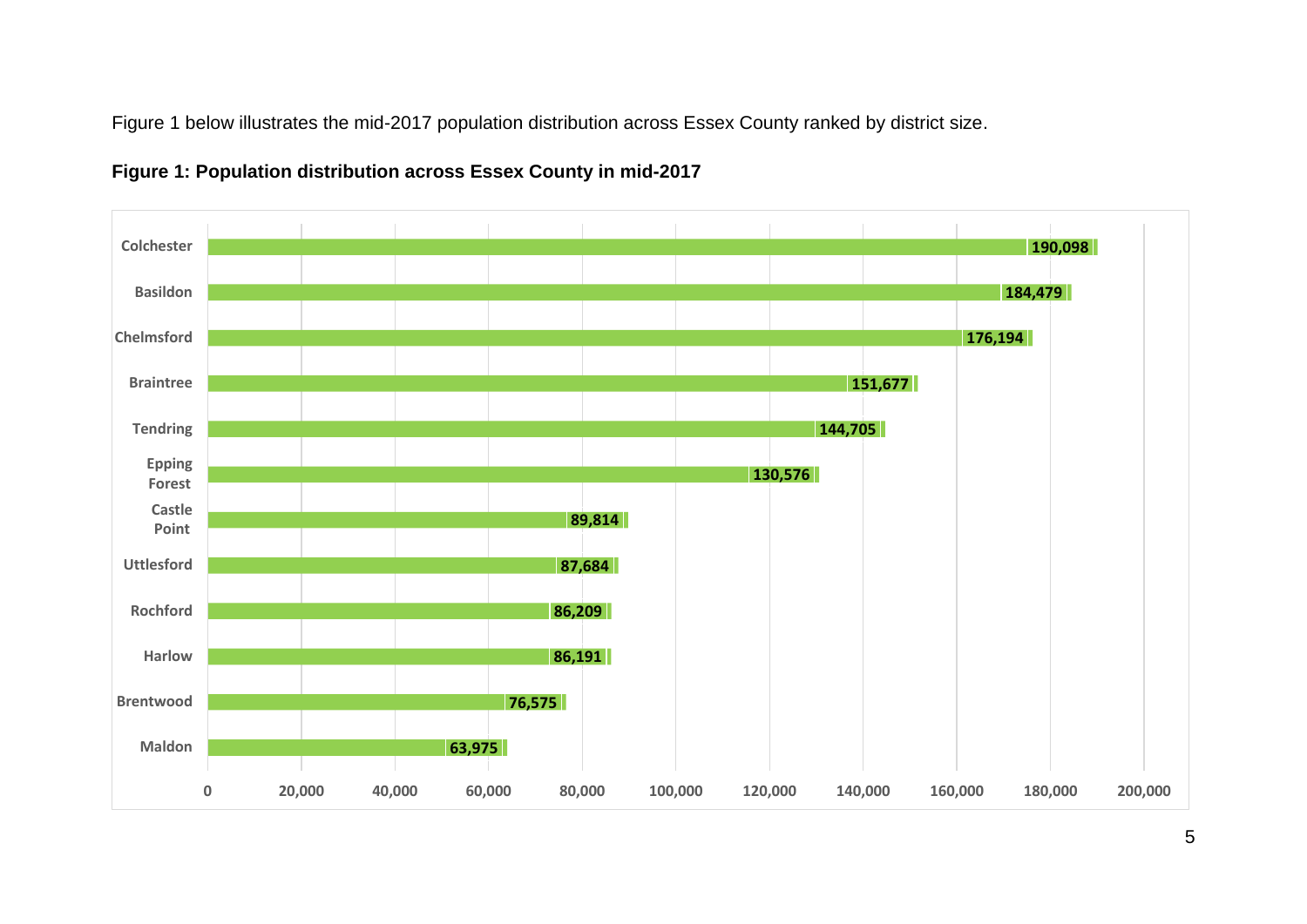Figure 1 below illustrates the mid-2017 population distribution across Essex County ranked by district size.

**Figure 1: Population distribution across Essex County in mid-2017**

Colchester 190,098
Basildon 184,479
Chelmsford 176,194
Braintree 151,677
Tendring 144,705
Epping Forest 130,576
Castle Point 89,814
Uttlesford 87,684
Rochford 86,209
Harlow 86,191
Brentwood 76,575
Maldon 63,975

0 20,000 40,000 60,000 80,000 100,000 120,000 140,000 160,000 180,000 200,000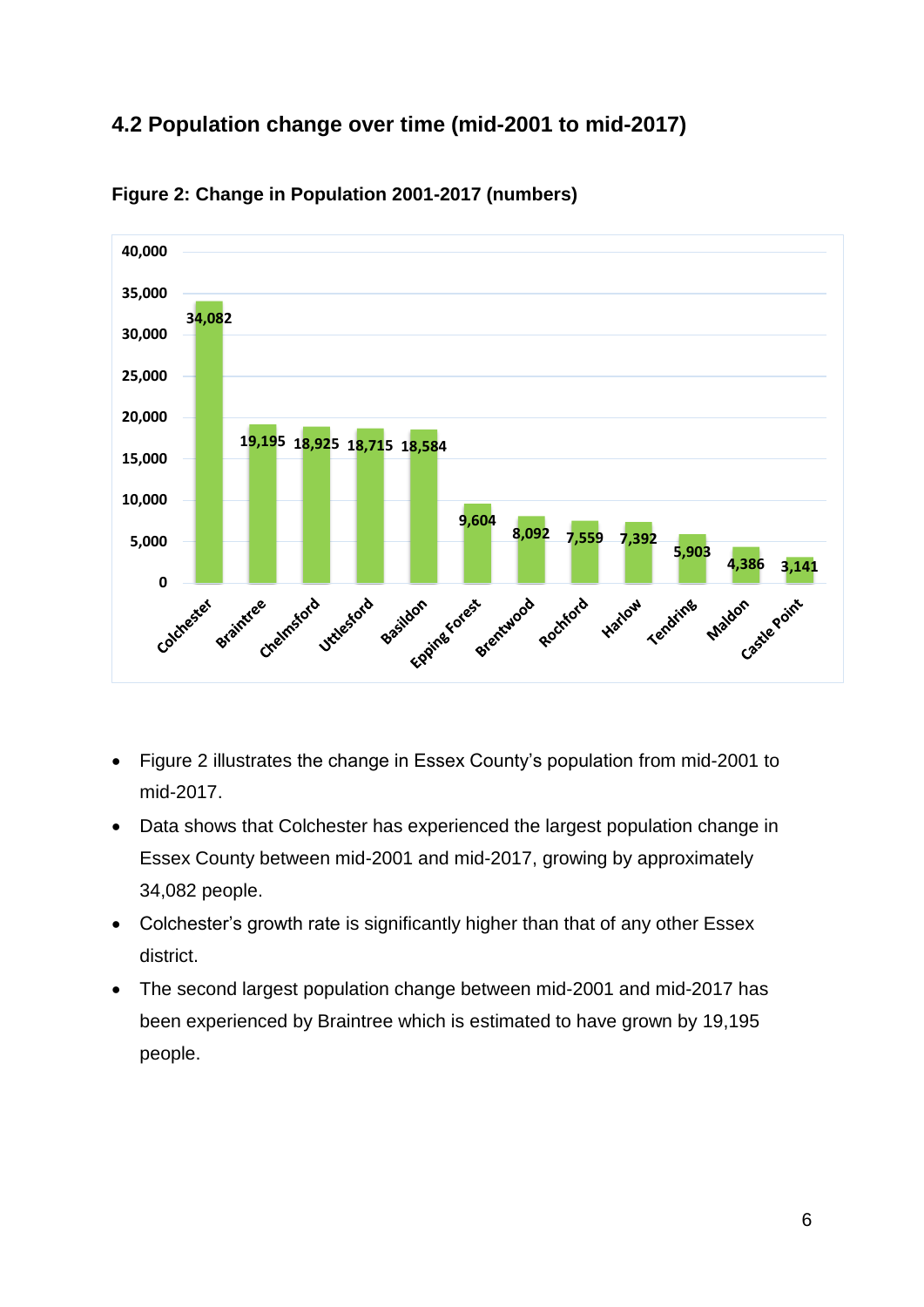## 4.2 Population change over time (mid-2001 to mid-2017)

**Figure 2: Change in Population 2001-2017 (numbers)**

40,000
35,000
30,000
25,000
20,000
15,000
10,000
5,000
0

34,082
19,195
18,925
18,715
18,584
9,604
8,092
7,559
7,392
5,903
4,386
3,141

Colchester
Braintree
Chelmsford
Uttlesford
Basildon
Epping Forest
Brentwood
Rochford
Harlow
Tendring
Maldon
Castle Point

- Figure 2 illustrates the change in Essex County's population from mid-2001 to mid-2017.
- Data shows that Colchester has experienced the largest population change in Essex County between mid-2001 and mid-2017, growing by approximately 34,082 people.
- Colchester's growth rate is significantly higher than that of any other Essex district.
- The second largest population change between mid-2001 and mid-2017 has been experienced by Braintree which is estimated to have grown by 19,195 people.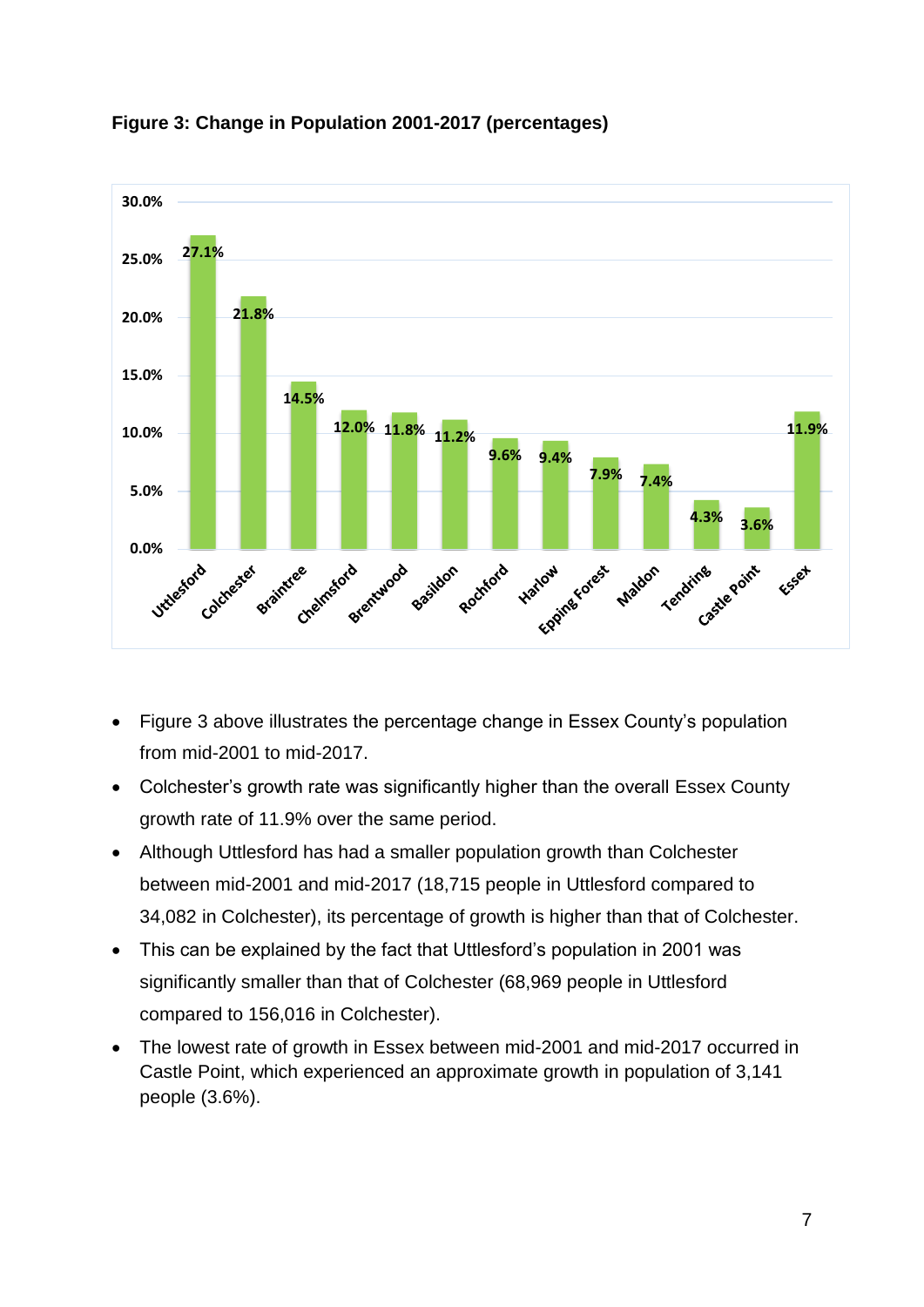**Figure 3: Change in Population 2001-2017 (percentages)**

30.0%
25.0%
20.0%
15.0%
10.0%
5.0%
0.0%

27.1%
21.8%
14.5%
12.0%
11.8%
11.2%
9.6%
9.4%
7.9%
7.4%
4.3%
3.6%
11.9%

Uttlesford
Colchester
Braintree
Chelmsford
Brentwood
Basildon
Rochford
Harlow
Epping Forest
Maldon
Tendring
Castle Point
Essex

- Figure 3 above illustrates the percentage change in Essex County's population from mid-2001 to mid-2017.
- Colchester's growth rate was significantly higher than the overall Essex County growth rate of 11.9% over the same period.
- Although Uttlesford has had a smaller population growth than Colchester between mid-2001 and mid-2017 (18,715 people in Uttlesford compared to 34,082 in Colchester), its percentage of growth is higher than that of Colchester.
- This can be explained by the fact that Uttlesford's population in 2001 was significantly smaller than that of Colchester (68,969 people in Uttlesford compared to 156,016 in Colchester).
- The lowest rate of growth in Essex between mid-2001 and mid-2017 occurred in Castle Point, which experienced an approximate growth in population of 3,141 people (3.6%).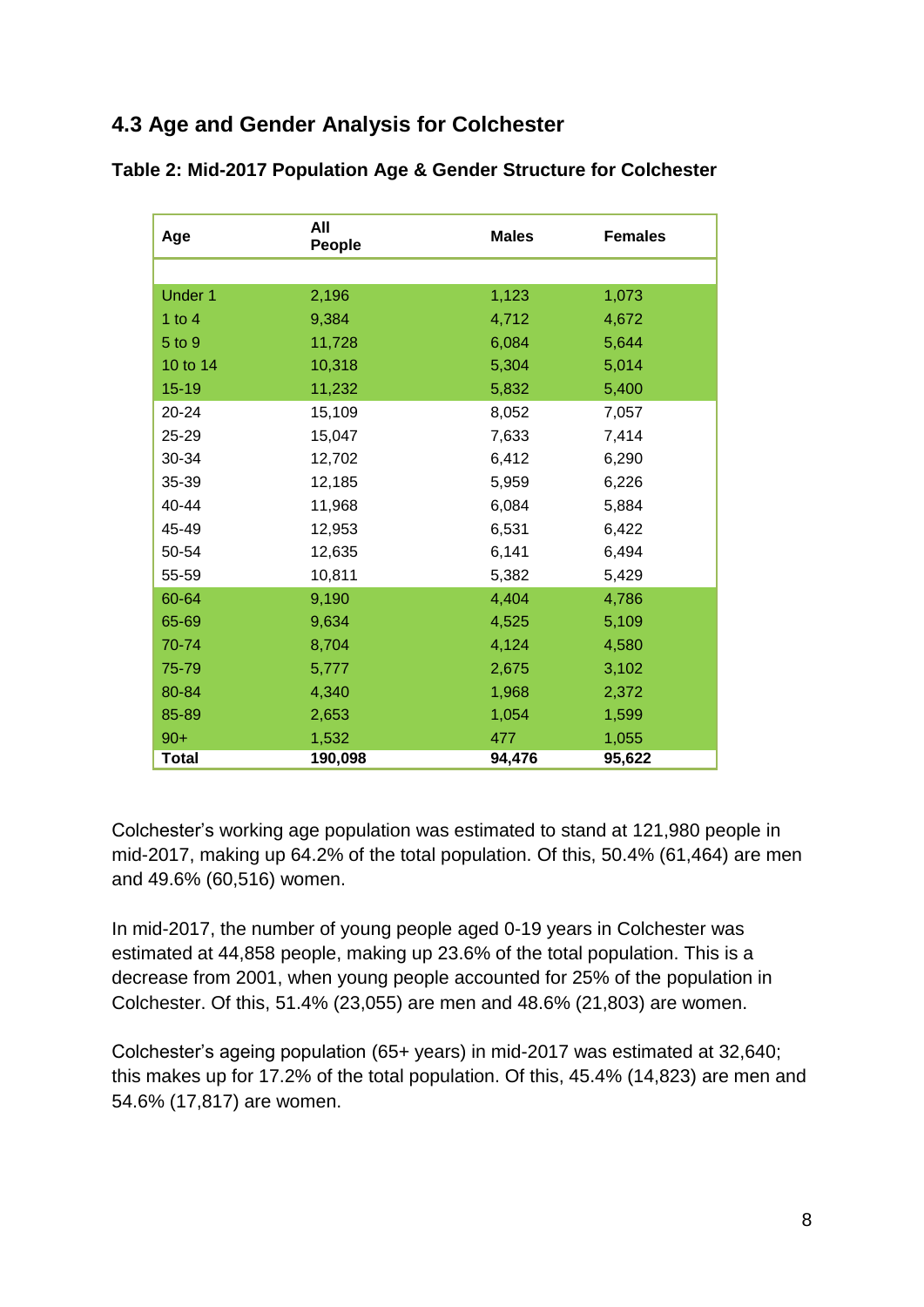## 4.3 Age and Gender Analysis for Colchester

**Table 2: Mid-2017 Population Age & Gender Structure for Colchester**

| Age | All People | Males | Females |
|---|---|---|---|
| Under 1 | 2,196 | 1,123 | 1,073 |
| 1 to 4 | 9,384 | 4,712 | 4,672 |
| 5 to 9 | 11,728 | 6,084 | 5,644 |
| 10 to 14 | 10,318 | 5,304 | 5,014 |
| 15-19 | 11,232 | 5,832 | 5,400 |
| 20-24 | 15,109 | 8,052 | 7,057 |
| 25-29 | 15,047 | 7,633 | 7,414 |
| 30-34 | 12,702 | 6,412 | 6,290 |
| 35-39 | 12,185 | 5,959 | 6,226 |
| 40-44 | 11,968 | 6,084 | 5,884 |
| 45-49 | 12,953 | 6,531 | 6,422 |
| 50-54 | 12,635 | 6,141 | 6,494 |
| 55-59 | 10,811 | 5,382 | 5,429 |
| 60-64 | 9,190 | 4,404 | 4,786 |
| 65-69 | 9,634 | 4,525 | 5,109 |
| 70-74 | 8,704 | 4,124 | 4,580 |
| 75-79 | 5,777 | 2,675 | 3,102 |
| 80-84 | 4,340 | 1,968 | 2,372 |
| 85-89 | 2,653 | 1,054 | 1,599 |
| 90+ | 1,532 | 477 | 1,055 |
| **Total** | **190,098** | **94,476** | **95,622** |

Colchester's working age population was estimated to stand at 121,980 people in mid-2017, making up 64.2% of the total population. Of this, 50.4% (61,464) are men and 49.6% (60,516) women.

In mid-2017, the number of young people aged 0-19 years in Colchester was estimated at 44,858 people, making up 23.6% of the total population. This is a decrease from 2001, when young people accounted for 25% of the population in Colchester. Of this, 51.4% (23,055) are men and 48.6% (21,803) are women.

Colchester's ageing population (65+ years) in mid-2017 was estimated at 32,640; this makes up for 17.2% of the total population. Of this, 45.4% (14,823) are men and 54.6% (17,817) are women.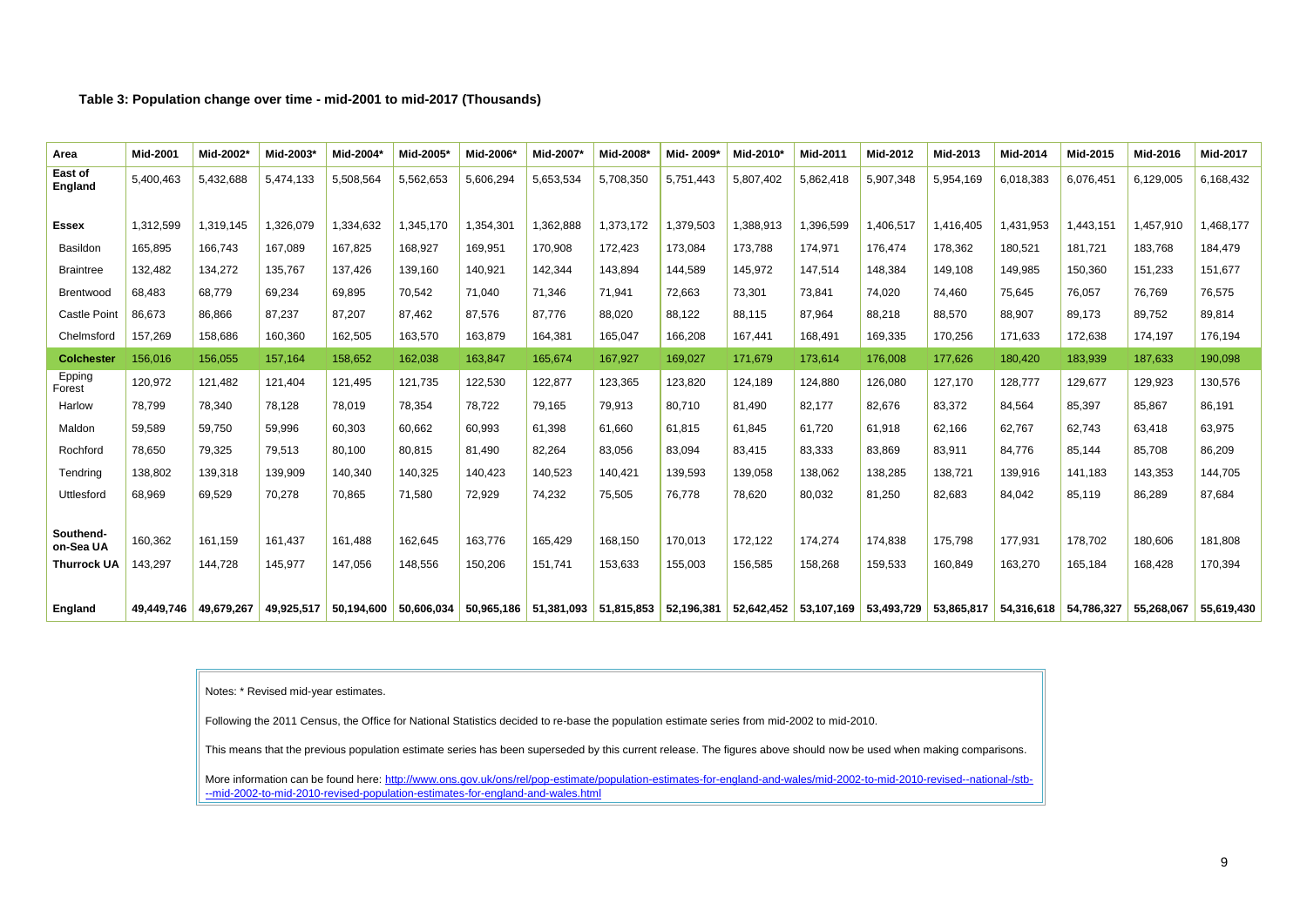**Table 3: Population change over time - mid-2001 to mid-2017 (Thousands)**

| Area | Mid-2001 | Mid-2002* | Mid-2003* | Mid-2004* | Mid-2005* | Mid-2006* | Mid-2007* | Mid-2008* | Mid- 2009* | Mid-2010* | Mid-2011 | Mid-2012 | Mid-2013 | Mid-2014 | Mid-2015 | Mid-2016 | Mid-2017 |
|---|---|---|---|---|---|---|---|---|---|---|---|---|---|---|---|---|---|
| **East of England** | 5,400,463 | 5,432,688 | 5,474,133 | 5,508,564 | 5,562,653 | 5,606,294 | 5,653,534 | 5,708,350 | 5,751,443 | 5,807,402 | 5,862,418 | 5,907,348 | 5,954,169 | 6,018,383 | 6,076,451 | 6,129,005 | 6,168,432 |
| **Essex** | 1,312,599 | 1,319,145 | 1,326,079 | 1,334,632 | 1,345,170 | 1,354,301 | 1,362,888 | 1,373,172 | 1,379,503 | 1,388,913 | 1,396,599 | 1,406,517 | 1,416,405 | 1,431,953 | 1,443,151 | 1,457,910 | 1,468,177 |
| Basildon | 165,895 | 166,743 | 167,089 | 167,825 | 168,927 | 169,951 | 170,908 | 172,423 | 173,084 | 173,788 | 174,971 | 176,474 | 178,362 | 180,521 | 181,721 | 183,768 | 184,479 |
| Braintree | 132,482 | 134,272 | 135,767 | 137,426 | 139,160 | 140,921 | 142,344 | 143,894 | 144,589 | 145,972 | 147,514 | 148,384 | 149,108 | 149,985 | 150,360 | 151,233 | 151,677 |
| Brentwood | 68,483 | 68,779 | 69,234 | 69,895 | 70,542 | 71,040 | 71,346 | 71,941 | 72,663 | 73,301 | 73,841 | 74,020 | 74,460 | 75,645 | 76,057 | 76,769 | 76,575 |
| Castle Point | 86,673 | 86,866 | 87,237 | 87,207 | 87,462 | 87,576 | 87,776 | 88,020 | 88,122 | 88,115 | 87,964 | 88,218 | 88,570 | 88,907 | 89,173 | 89,752 | 89,814 |
| Chelmsford | 157,269 | 158,686 | 160,360 | 162,505 | 163,570 | 163,879 | 164,381 | 165,047 | 166,208 | 167,441 | 168,491 | 169,335 | 170,256 | 171,633 | 172,638 | 174,197 | 176,194 |
| **Colchester** | 156,016 | 156,055 | 157,164 | 158,652 | 162,038 | 163,847 | 165,674 | 167,927 | 169,027 | 171,679 | 173,614 | 176,008 | 177,626 | 180,420 | 183,939 | 187,633 | 190,098 |
| Epping Forest | 120,972 | 121,482 | 121,404 | 121,495 | 121,735 | 122,530 | 122,877 | 123,365 | 123,820 | 124,189 | 124,880 | 126,080 | 127,170 | 128,777 | 129,677 | 129,923 | 130,576 |
| Harlow | 78,799 | 78,340 | 78,128 | 78,019 | 78,354 | 78,722 | 79,165 | 79,913 | 80,710 | 81,490 | 82,177 | 82,676 | 83,372 | 84,564 | 85,397 | 85,867 | 86,191 |
| Maldon | 59,589 | 59,750 | 59,996 | 60,303 | 60,662 | 60,993 | 61,398 | 61,660 | 61,815 | 61,845 | 61,720 | 61,918 | 62,166 | 62,767 | 62,743 | 63,418 | 63,975 |
| Rochford | 78,650 | 79,325 | 79,513 | 80,100 | 80,815 | 81,490 | 82,264 | 83,056 | 83,094 | 83,415 | 83,333 | 83,869 | 83,911 | 84,776 | 85,144 | 85,708 | 86,209 |
| Tendring | 138,802 | 139,318 | 139,909 | 140,340 | 140,325 | 140,423 | 140,523 | 140,421 | 139,593 | 139,058 | 138,062 | 138,285 | 138,721 | 139,916 | 141,183 | 143,353 | 144,705 |
| Uttlesford | 68,969 | 69,529 | 70,278 | 70,865 | 71,580 | 72,929 | 74,232 | 75,505 | 76,778 | 78,620 | 80,032 | 81,250 | 82,683 | 84,042 | 85,119 | 86,289 | 87,684 |
| **Southend-on-Sea UA** | 160,362 | 161,159 | 161,437 | 161,488 | 162,645 | 163,776 | 165,429 | 168,150 | 170,013 | 172,122 | 174,274 | 174,838 | 175,798 | 177,931 | 178,702 | 180,606 | 181,808 |
| **Thurrock UA** | 143,297 | 144,728 | 145,977 | 147,056 | 148,556 | 150,206 | 151,741 | 153,633 | 155,003 | 156,585 | 158,268 | 159,533 | 160,849 | 163,270 | 165,184 | 168,428 | 170,394 |
| **England** | **49,449,746** | **49,679,267** | **49,925,517** | **50,194,600** | **50,606,034** | **50,965,186** | **51,381,093** | **51,815,853** | **52,196,381** | **52,642,452** | **53,107,169** | **53,493,729** | **53,865,817** | **54,316,618** | **54,786,327** | **55,268,067** | **55,619,430** |

Notes: * Revised mid-year estimates.

Following the 2011 Census, the Office for National Statistics decided to re-base the population estimate series from mid-2002 to mid-2010.

This means that the previous population estimate series has been superseded by this current release. The figures above should now be used when making comparisons.

More information can be found here: http://www.ons.gov.uk/ons/rel/pop-estimate/population-estimates-for-england-and-wales/mid-2002-to-mid-2010-revised--national-/stb---mid-2002-to-mid-2010-revised-population-estimates-for-england-and-wales.html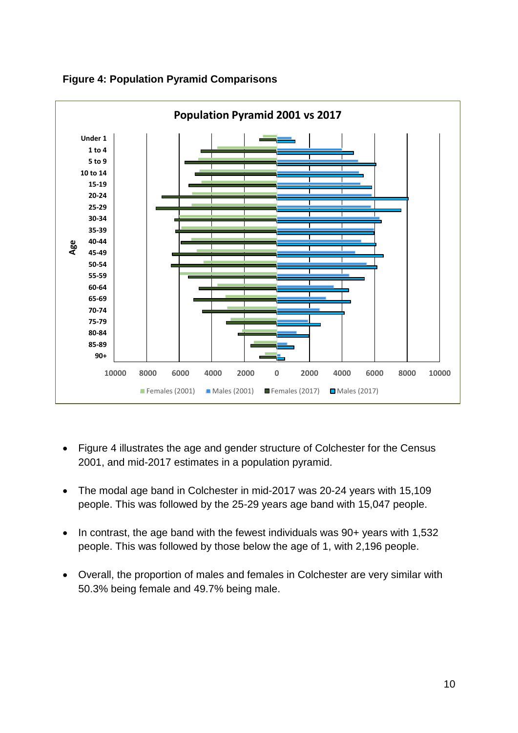**Figure 4: Population Pyramid Comparisons**

- Figure 4 illustrates the age and gender structure of Colchester for the Census 2001, and mid-2017 estimates in a population pyramid.
- The modal age band in Colchester in mid-2017 was 20-24 years with 15,109 people. This was followed by the 25-29 years age band with 15,047 people.
- In contrast, the age band with the fewest individuals was 90+ years with 1,532 people. This was followed by those below the age of 1, with 2,196 people.
- Overall, the proportion of males and females in Colchester are very similar with 50.3% being female and 49.7% being male.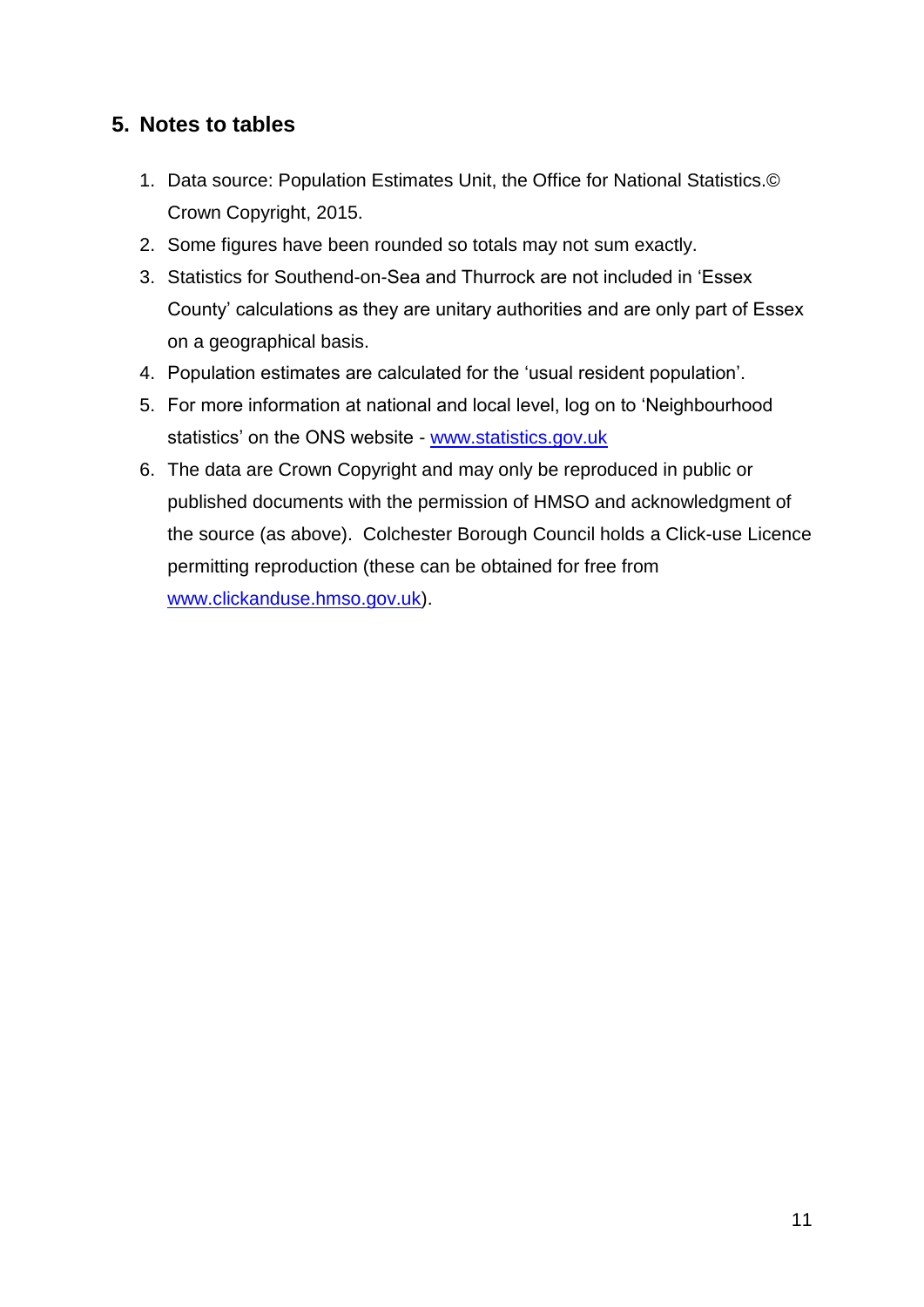## 5. Notes to tables

1. Data source: Population Estimates Unit, the Office for National Statistics.© Crown Copyright, 2015.
2. Some figures have been rounded so totals may not sum exactly.
3. Statistics for Southend-on-Sea and Thurrock are not included in 'Essex County' calculations as they are unitary authorities and are only part of Essex on a geographical basis.
4. Population estimates are calculated for the 'usual resident population'.
5. For more information at national and local level, log on to 'Neighbourhood statistics' on the ONS website - www.statistics.gov.uk
6. The data are Crown Copyright and may only be reproduced in public or published documents with the permission of HMSO and acknowledgment of the source (as above). Colchester Borough Council holds a Click-use Licence permitting reproduction (these can be obtained for free from www.clickanduse.hmso.gov.uk).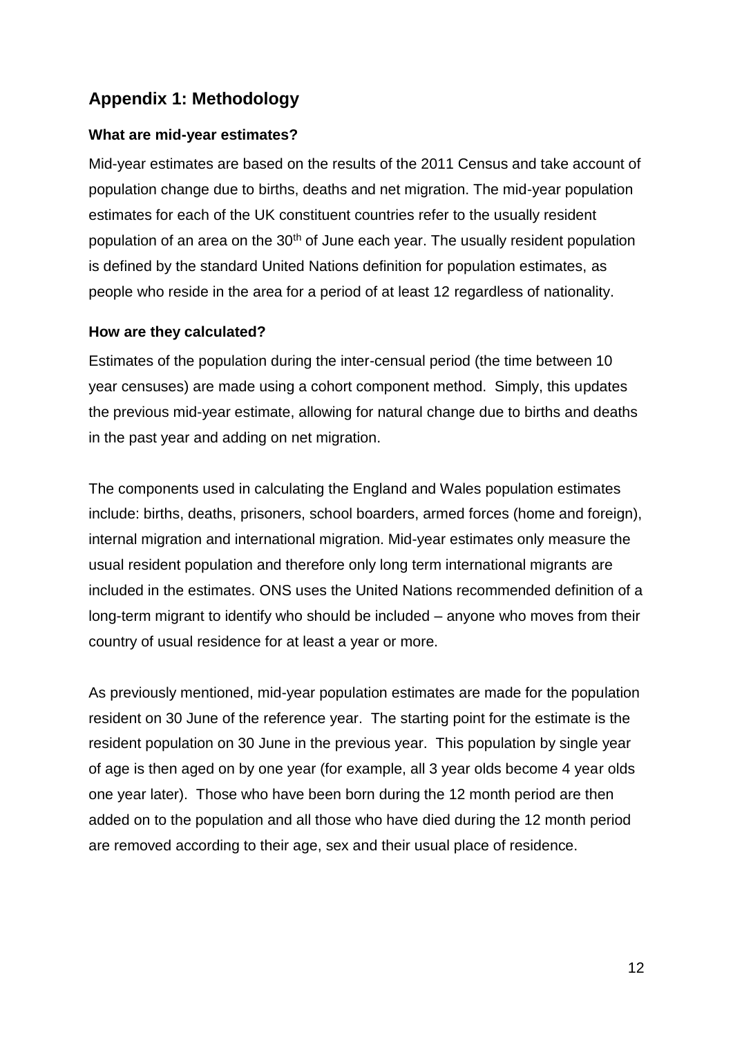## Appendix 1: Methodology

### What are mid-year estimates?

Mid-year estimates are based on the results of the 2011 Census and take account of population change due to births, deaths and net migration. The mid-year population estimates for each of the UK constituent countries refer to the usually resident population of an area on the 30th of June each year. The usually resident population is defined by the standard United Nations definition for population estimates, as people who reside in the area for a period of at least 12 regardless of nationality.

### How are they calculated?

Estimates of the population during the inter-censual period (the time between 10 year censuses) are made using a cohort component method. Simply, this updates the previous mid-year estimate, allowing for natural change due to births and deaths in the past year and adding on net migration.

The components used in calculating the England and Wales population estimates include: births, deaths, prisoners, school boarders, armed forces (home and foreign), internal migration and international migration. Mid-year estimates only measure the usual resident population and therefore only long term international migrants are included in the estimates. ONS uses the United Nations recommended definition of a long-term migrant to identify who should be included – anyone who moves from their country of usual residence for at least a year or more.

As previously mentioned, mid-year population estimates are made for the population resident on 30 June of the reference year. The starting point for the estimate is the resident population on 30 June in the previous year. This population by single year of age is then aged on by one year (for example, all 3 year olds become 4 year olds one year later). Those who have been born during the 12 month period are then added on to the population and all those who have died during the 12 month period are removed according to their age, sex and their usual place of residence.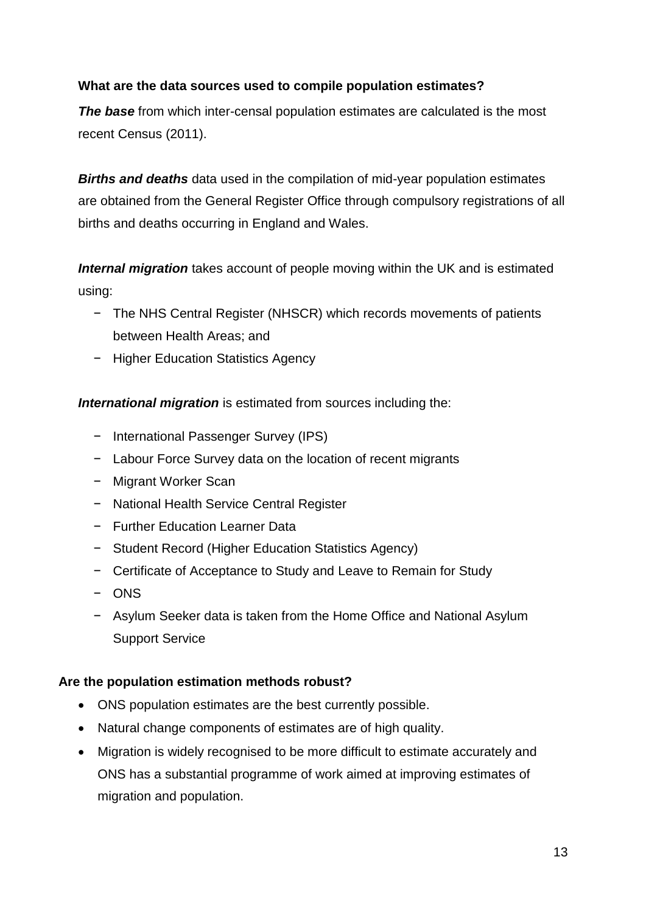**What are the data sources used to compile population estimates?**

***The base*** from which inter-censal population estimates are calculated is the most recent Census (2011).

***Births and deaths*** data used in the compilation of mid-year population estimates are obtained from the General Register Office through compulsory registrations of all births and deaths occurring in England and Wales.

***Internal migration*** takes account of people moving within the UK and is estimated using:

- The NHS Central Register (NHSCR) which records movements of patients between Health Areas; and
- Higher Education Statistics Agency

***International migration*** is estimated from sources including the:

- International Passenger Survey (IPS)
- Labour Force Survey data on the location of recent migrants
- Migrant Worker Scan
- National Health Service Central Register
- Further Education Learner Data
- Student Record (Higher Education Statistics Agency)
- Certificate of Acceptance to Study and Leave to Remain for Study
- ONS
- Asylum Seeker data is taken from the Home Office and National Asylum Support Service

**Are the population estimation methods robust?**

- ONS population estimates are the best currently possible.
- Natural change components of estimates are of high quality.
- Migration is widely recognised to be more difficult to estimate accurately and ONS has a substantial programme of work aimed at improving estimates of migration and population.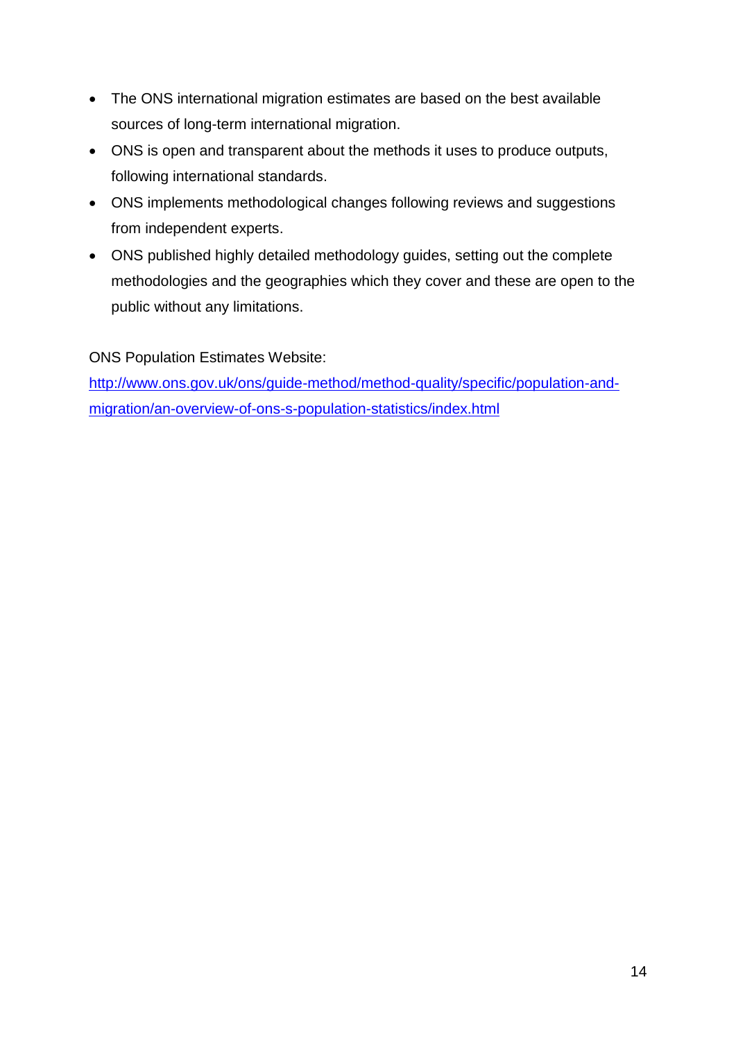- The ONS international migration estimates are based on the best available sources of long-term international migration.
- ONS is open and transparent about the methods it uses to produce outputs, following international standards.
- ONS implements methodological changes following reviews and suggestions from independent experts.
- ONS published highly detailed methodology guides, setting out the complete methodologies and the geographies which they cover and these are open to the public without any limitations.

ONS Population Estimates Website:
[http://www.ons.gov.uk/ons/guide-method/method-quality/specific/population-and-migration/an-overview-of-ons-s-population-statistics/index.html](http://www.ons.gov.uk/ons/guide-method/method-quality/specific/population-and-migration/an-overview-of-ons-s-population-statistics/index.html)